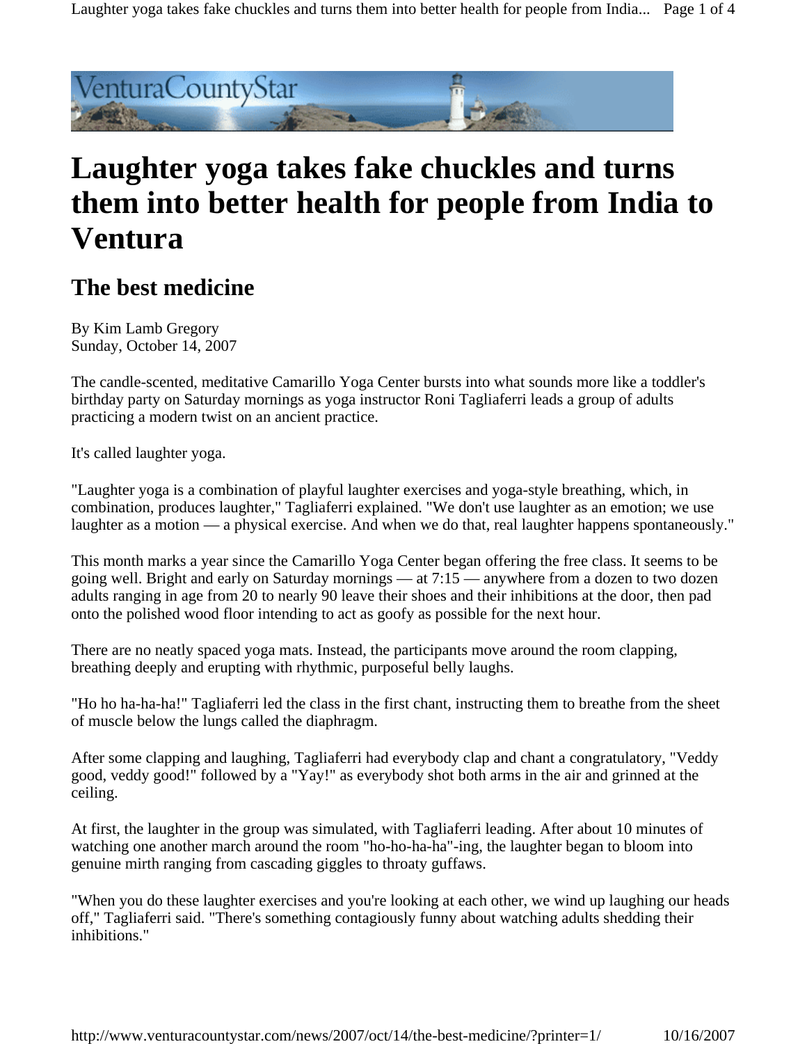# Laughter yoga takes fake chuckles and turns them into better health for people from India to Ventura

## The best medicine

By Kim Lamb Gregory
Sunday, October 14, 2007

The candle-scented, meditative Camarillo Yoga Center bursts into what sounds more like a toddler's birthday party on Saturday mornings as yoga instructor Roni Tagliaferri leads a group of adults practicing a modern twist on an ancient practice.

It's called laughter yoga.

"Laughter yoga is a combination of playful laughter exercises and yoga-style breathing, which, in combination, produces laughter," Tagliaferri explained. "We don't use laughter as an emotion; we use laughter as a motion — a physical exercise. And when we do that, real laughter happens spontaneously."

This month marks a year since the Camarillo Yoga Center began offering the free class. It seems to be going well. Bright and early on Saturday mornings — at 7:15 — anywhere from a dozen to two dozen adults ranging in age from 20 to nearly 90 leave their shoes and their inhibitions at the door, then pad onto the polished wood floor intending to act as goofy as possible for the next hour.

There are no neatly spaced yoga mats. Instead, the participants move around the room clapping, breathing deeply and erupting with rhythmic, purposeful belly laughs.

"Ho ho ha-ha-ha!" Tagliaferri led the class in the first chant, instructing them to breathe from the sheet of muscle below the lungs called the diaphragm.

After some clapping and laughing, Tagliaferri had everybody clap and chant a congratulatory, "Veddy good, veddy good!" followed by a "Yay!" as everybody shot both arms in the air and grinned at the ceiling.

At first, the laughter in the group was simulated, with Tagliaferri leading. After about 10 minutes of watching one another march around the room "ho-ho-ha-ha"-ing, the laughter began to bloom into genuine mirth ranging from cascading giggles to throaty guffaws.

"When you do these laughter exercises and you're looking at each other, we wind up laughing our heads off," Tagliaferri said. "There's something contagiously funny about watching adults shedding their inhibitions."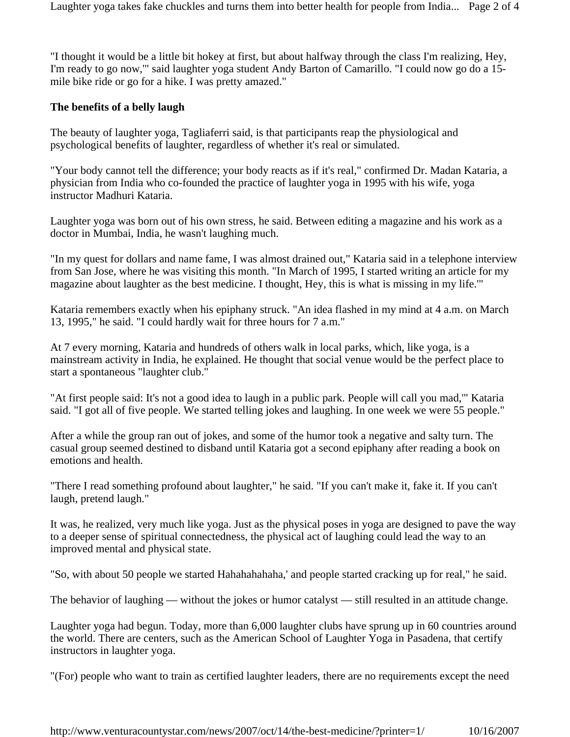"I thought it would be a little bit hokey at first, but about halfway through the class I'm realizing, Hey, I'm ready to go now,'" said laughter yoga student Andy Barton of Camarillo. "I could now go do a 15-mile bike ride or go for a hike. I was pretty amazed."

**The benefits of a belly laugh**

The beauty of laughter yoga, Tagliaferri said, is that participants reap the physiological and psychological benefits of laughter, regardless of whether it's real or simulated.

"Your body cannot tell the difference; your body reacts as if it's real," confirmed Dr. Madan Kataria, a physician from India who co-founded the practice of laughter yoga in 1995 with his wife, yoga instructor Madhuri Kataria.

Laughter yoga was born out of his own stress, he said. Between editing a magazine and his work as a doctor in Mumbai, India, he wasn't laughing much.

"In my quest for dollars and name fame, I was almost drained out," Kataria said in a telephone interview from San Jose, where he was visiting this month. "In March of 1995, I started writing an article for my magazine about laughter as the best medicine. I thought, Hey, this is what is missing in my life.'"

Kataria remembers exactly when his epiphany struck. "An idea flashed in my mind at 4 a.m. on March 13, 1995," he said. "I could hardly wait for three hours for 7 a.m."

At 7 every morning, Kataria and hundreds of others walk in local parks, which, like yoga, is a mainstream activity in India, he explained. He thought that social venue would be the perfect place to start a spontaneous "laughter club."

"At first people said: It's not a good idea to laugh in a public park. People will call you mad,'" Kataria said. "I got all of five people. We started telling jokes and laughing. In one week we were 55 people."

After a while the group ran out of jokes, and some of the humor took a negative and salty turn. The casual group seemed destined to disband until Kataria got a second epiphany after reading a book on emotions and health.

"There I read something profound about laughter," he said. "If you can't make it, fake it. If you can't laugh, pretend laugh."

It was, he realized, very much like yoga. Just as the physical poses in yoga are designed to pave the way to a deeper sense of spiritual connectedness, the physical act of laughing could lead the way to an improved mental and physical state.

"So, with about 50 people we started Hahahahahaha,' and people started cracking up for real," he said.

The behavior of laughing — without the jokes or humor catalyst — still resulted in an attitude change.

Laughter yoga had begun. Today, more than 6,000 laughter clubs have sprung up in 60 countries around the world. There are centers, such as the American School of Laughter Yoga in Pasadena, that certify instructors in laughter yoga.

"(For) people who want to train as certified laughter leaders, there are no requirements except the need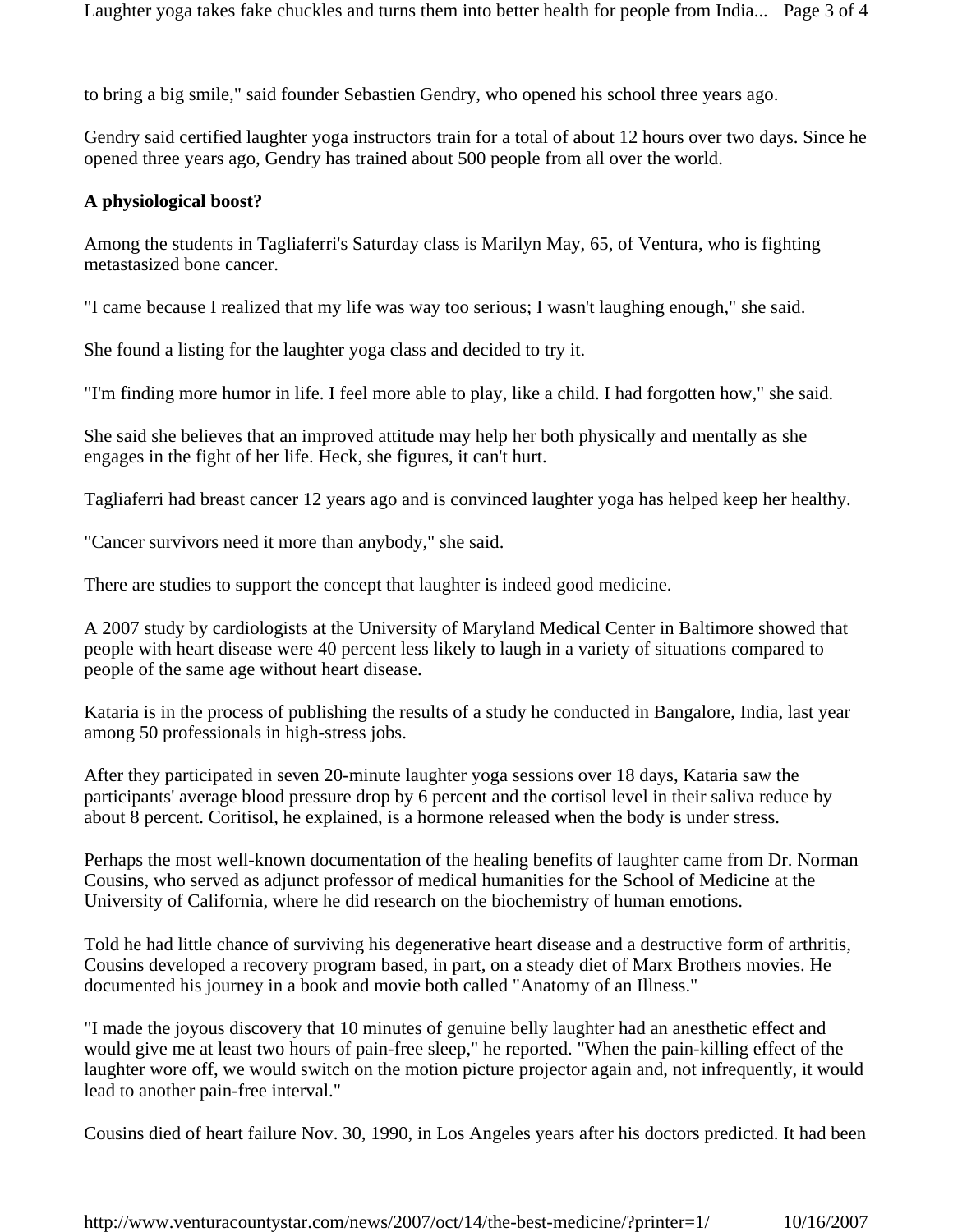to bring a big smile," said founder Sebastien Gendry, who opened his school three years ago.

Gendry said certified laughter yoga instructors train for a total of about 12 hours over two days. Since he opened three years ago, Gendry has trained about 500 people from all over the world.

**A physiological boost?**

Among the students in Tagliaferri's Saturday class is Marilyn May, 65, of Ventura, who is fighting metastasized bone cancer.

"I came because I realized that my life was way too serious; I wasn't laughing enough," she said.

She found a listing for the laughter yoga class and decided to try it.

"I'm finding more humor in life. I feel more able to play, like a child. I had forgotten how," she said.

She said she believes that an improved attitude may help her both physically and mentally as she engages in the fight of her life. Heck, she figures, it can't hurt.

Tagliaferri had breast cancer 12 years ago and is convinced laughter yoga has helped keep her healthy.

"Cancer survivors need it more than anybody," she said.

There are studies to support the concept that laughter is indeed good medicine.

A 2007 study by cardiologists at the University of Maryland Medical Center in Baltimore showed that people with heart disease were 40 percent less likely to laugh in a variety of situations compared to people of the same age without heart disease.

Kataria is in the process of publishing the results of a study he conducted in Bangalore, India, last year among 50 professionals in high-stress jobs.

After they participated in seven 20-minute laughter yoga sessions over 18 days, Kataria saw the participants' average blood pressure drop by 6 percent and the cortisol level in their saliva reduce by about 8 percent. Coritisol, he explained, is a hormone released when the body is under stress.

Perhaps the most well-known documentation of the healing benefits of laughter came from Dr. Norman Cousins, who served as adjunct professor of medical humanities for the School of Medicine at the University of California, where he did research on the biochemistry of human emotions.

Told he had little chance of surviving his degenerative heart disease and a destructive form of arthritis, Cousins developed a recovery program based, in part, on a steady diet of Marx Brothers movies. He documented his journey in a book and movie both called "Anatomy of an Illness."

"I made the joyous discovery that 10 minutes of genuine belly laughter had an anesthetic effect and would give me at least two hours of pain-free sleep," he reported. "When the pain-killing effect of the laughter wore off, we would switch on the motion picture projector again and, not infrequently, it would lead to another pain-free interval."

Cousins died of heart failure Nov. 30, 1990, in Los Angeles years after his doctors predicted. It had been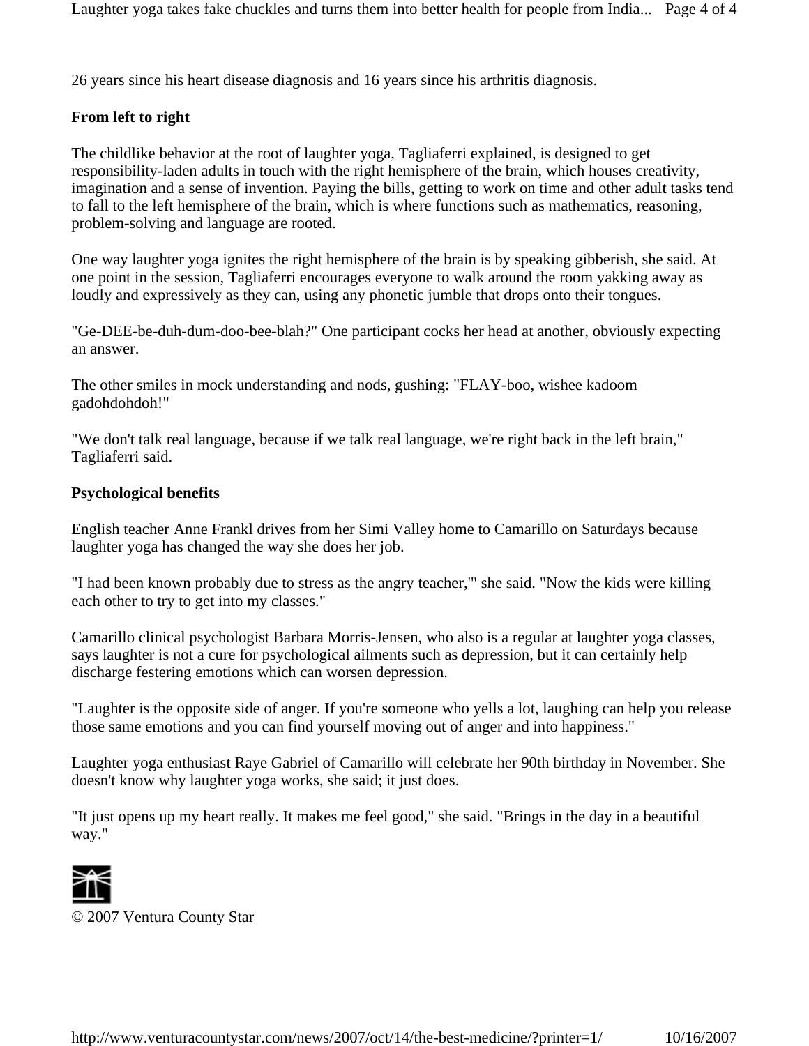26 years since his heart disease diagnosis and 16 years since his arthritis diagnosis.

**From left to right**

The childlike behavior at the root of laughter yoga, Tagliaferri explained, is designed to get responsibility-laden adults in touch with the right hemisphere of the brain, which houses creativity, imagination and a sense of invention. Paying the bills, getting to work on time and other adult tasks tend to fall to the left hemisphere of the brain, which is where functions such as mathematics, reasoning, problem-solving and language are rooted.

One way laughter yoga ignites the right hemisphere of the brain is by speaking gibberish, she said. At one point in the session, Tagliaferri encourages everyone to walk around the room yakking away as loudly and expressively as they can, using any phonetic jumble that drops onto their tongues.

"Ge-DEE-be-duh-dum-doo-bee-blah?" One participant cocks her head at another, obviously expecting an answer.

The other smiles in mock understanding and nods, gushing: "FLAY-boo, wishee kadoom gadohdohdoh!"

"We don't talk real language, because if we talk real language, we're right back in the left brain," Tagliaferri said.

**Psychological benefits**

English teacher Anne Frankl drives from her Simi Valley home to Camarillo on Saturdays because laughter yoga has changed the way she does her job.

"I had been known probably due to stress as the angry teacher,'" she said. "Now the kids were killing each other to try to get into my classes."

Camarillo clinical psychologist Barbara Morris-Jensen, who also is a regular at laughter yoga classes, says laughter is not a cure for psychological ailments such as depression, but it can certainly help discharge festering emotions which can worsen depression.

"Laughter is the opposite side of anger. If you're someone who yells a lot, laughing can help you release those same emotions and you can find yourself moving out of anger and into happiness."

Laughter yoga enthusiast Raye Gabriel of Camarillo will celebrate her 90th birthday in November. She doesn't know why laughter yoga works, she said; it just does.

"It just opens up my heart really. It makes me feel good," she said. "Brings in the day in a beautiful way."

© 2007 Ventura County Star